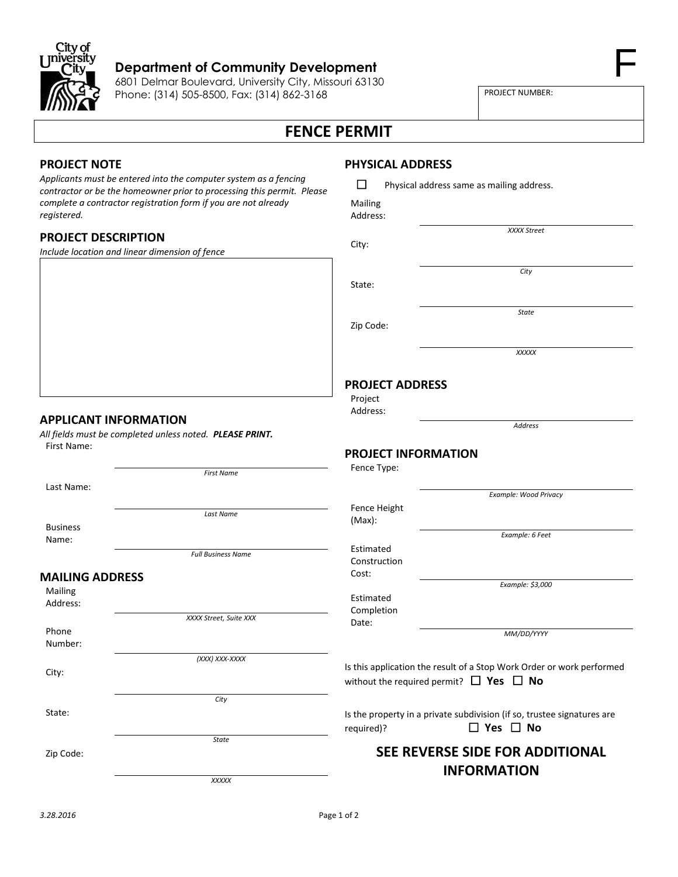**Department of Community Development**
6801 Delmar Boulevard, University City, Missouri 63130
Phone: (314) 505-8500, Fax: (314) 862-3168

F

PROJECT NUMBER:

# FENCE PERMIT

## PROJECT NOTE

*Applicants must be entered into the computer system as a fencing contractor or be the homeowner prior to processing this permit. Please complete a contractor registration form if you are not already registered.*

## PROJECT DESCRIPTION

*Include location and linear dimension of fence*

## APPLICANT INFORMATION

*All fields must be completed unless noted.* ***PLEASE PRINT.***

First Name: ______________________ *First Name*

Last Name: ______________________ *Last Name*

Business Name: ______________________ *Full Business Name*

## MAILING ADDRESS

Mailing Address: ______________________ *XXXX Street, Suite XXX*

Phone Number: ______________________ *(XXX) XXX-XXXX*

City: ______________________ *City*

State: ______________________ *State*

Zip Code: ______________________ *XXXXX*

## PHYSICAL ADDRESS

☐ Physical address same as mailing address.

Mailing Address: ______________________ *XXXX Street*

City: ______________________ *City*

State: ______________________ *State*

Zip Code: ______________________ *XXXXX*

## PROJECT ADDRESS

Project Address: ______________________ *Address*

## PROJECT INFORMATION

Fence Type: ______________________ *Example: Wood Privacy*

Fence Height (Max): ______________________ *Example: 6 Feet*

Estimated Construction Cost: ______________________ *Example: $3,000*

Estimated Completion Date: ______________________ *MM/DD/YYYY*

Is this application the result of a Stop Work Order or work performed without the required permit? ☐ **Yes** ☐ **No**

Is the property in a private subdivision (if so, trustee signatures are required)? ☐ **Yes** ☐ **No**

## SEE REVERSE SIDE FOR ADDITIONAL INFORMATION

*3.28.2016*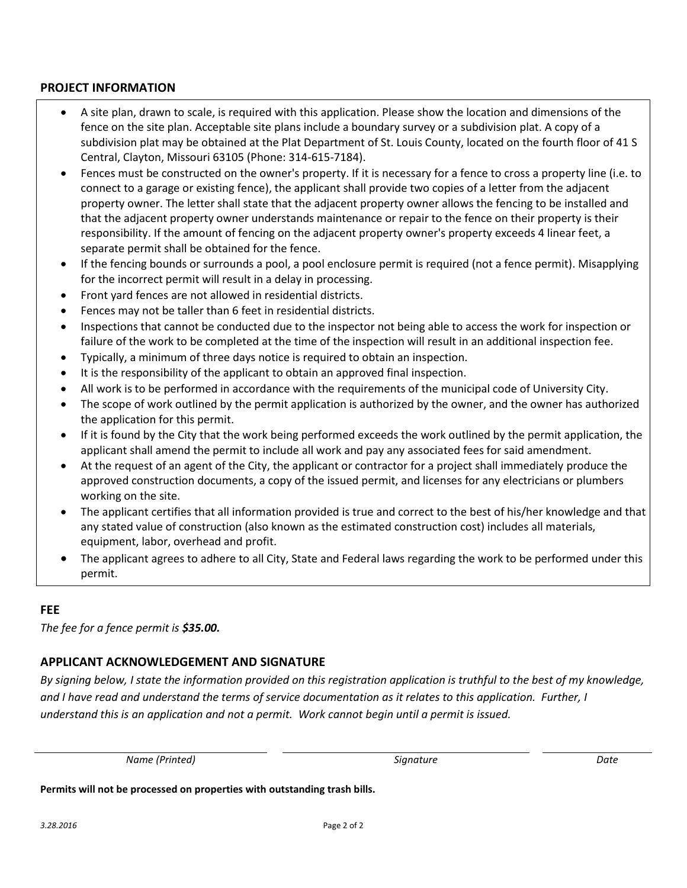## PROJECT INFORMATION

- A site plan, drawn to scale, is required with this application. Please show the location and dimensions of the fence on the site plan. Acceptable site plans include a boundary survey or a subdivision plat. A copy of a subdivision plat may be obtained at the Plat Department of St. Louis County, located on the fourth floor of 41 S Central, Clayton, Missouri 63105 (Phone: 314-615-7184).
- Fences must be constructed on the owner's property. If it is necessary for a fence to cross a property line (i.e. to connect to a garage or existing fence), the applicant shall provide two copies of a letter from the adjacent property owner. The letter shall state that the adjacent property owner allows the fencing to be installed and that the adjacent property owner understands maintenance or repair to the fence on their property is their responsibility. If the amount of fencing on the adjacent property owner's property exceeds 4 linear feet, a separate permit shall be obtained for the fence.
- If the fencing bounds or surrounds a pool, a pool enclosure permit is required (not a fence permit). Misapplying for the incorrect permit will result in a delay in processing.
- Front yard fences are not allowed in residential districts.
- Fences may not be taller than 6 feet in residential districts.
- Inspections that cannot be conducted due to the inspector not being able to access the work for inspection or failure of the work to be completed at the time of the inspection will result in an additional inspection fee.
- Typically, a minimum of three days notice is required to obtain an inspection.
- It is the responsibility of the applicant to obtain an approved final inspection.
- All work is to be performed in accordance with the requirements of the municipal code of University City.
- The scope of work outlined by the permit application is authorized by the owner, and the owner has authorized the application for this permit.
- If it is found by the City that the work being performed exceeds the work outlined by the permit application, the applicant shall amend the permit to include all work and pay any associated fees for said amendment.
- At the request of an agent of the City, the applicant or contractor for a project shall immediately produce the approved construction documents, a copy of the issued permit, and licenses for any electricians or plumbers working on the site.
- The applicant certifies that all information provided is true and correct to the best of his/her knowledge and that any stated value of construction (also known as the estimated construction cost) includes all materials, equipment, labor, overhead and profit.
- The applicant agrees to adhere to all City, State and Federal laws regarding the work to be performed under this permit.

## FEE

*The fee for a fence permit is **$35.00.***

## APPLICANT ACKNOWLEDGEMENT AND SIGNATURE

*By signing below, I state the information provided on this registration application is truthful to the best of my knowledge, and I have read and understand the terms of service documentation as it relates to this application. Further, I understand this is an application and not a permit. Work cannot begin until a permit is issued.*

| | | |
|---|---|---|
| *Name (Printed)* | *Signature* | *Date* |

**Permits will not be processed on properties with outstanding trash bills.**

*3.28.2016*